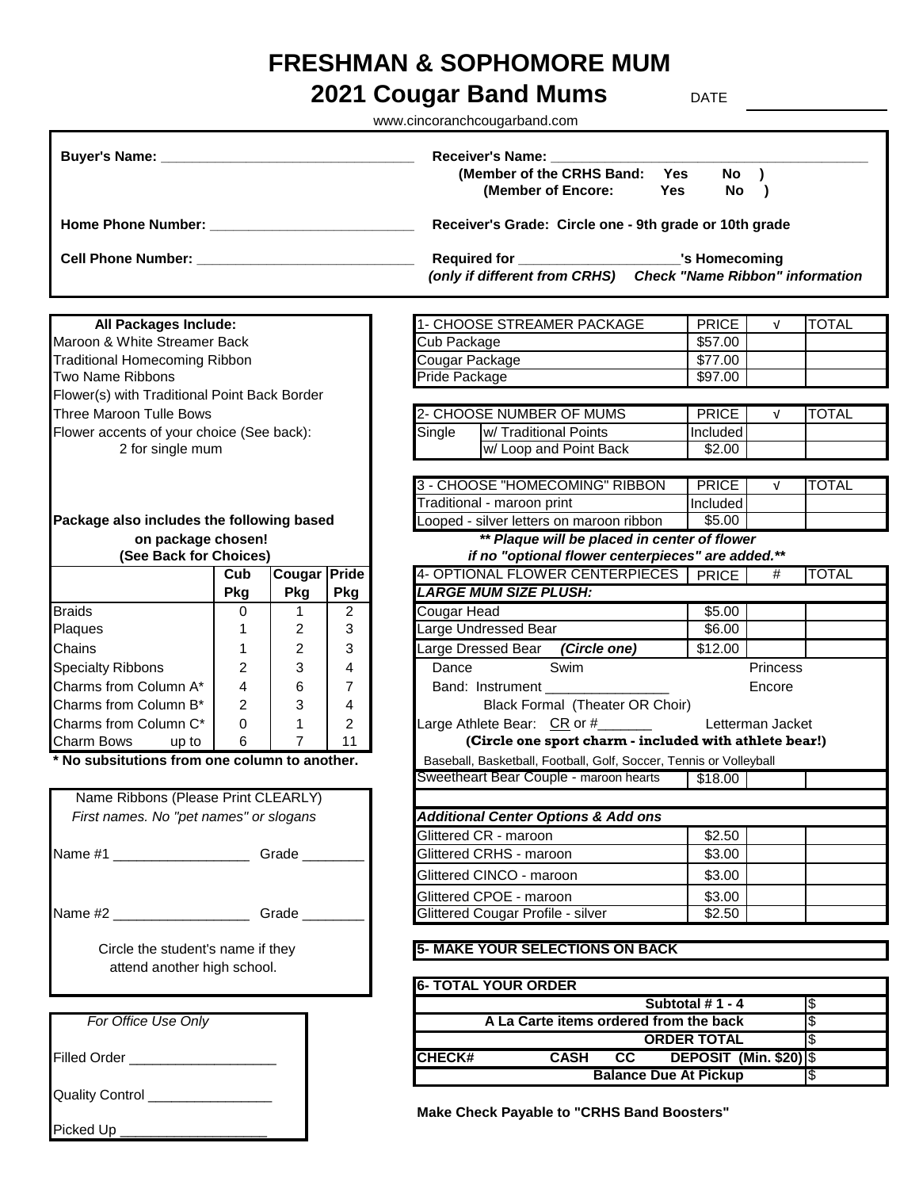# FRESHMAN & SOPHOMORE MUM

## 2021 Cougar Band Mums

DATE ____________

www.cincoranchcougarband.com

**Buyer's Name:** ________________________________

**Home Phone Number:** __________________________

**Cell Phone Number:** ____________________________

**Receiver's Name:** ________________________________________
**(Member of the CRHS Band: Yes No )**
**(Member of Encore: Yes No )**

**Receiver's Grade: Circle one - 9th grade or 10th grade**

**Required for ____________________'s Homecoming**
***(only if different from CRHS) Check "Name Ribbon" information***

**All Packages Include:**
Maroon & White Streamer Back
Traditional Homecoming Ribbon
Two Name Ribbons
Flower(s) with Traditional Point Back Border
Three Maroon Tulle Bows
Flower accents of your choice (See back):
2 for single mum

**Package also includes the following based on package chosen!**
**(See Back for Choices)**

| | Cub Pkg | Cougar Pkg | Pride Pkg |
|---|---|---|---|
| Braids | 0 | 1 | 2 |
| Plaques | 1 | 2 | 3 |
| Chains | 1 | 2 | 3 |
| Specialty Ribbons | 2 | 3 | 4 |
| Charms from Column A* | 4 | 6 | 7 |
| Charms from Column B* | 2 | 3 | 4 |
| Charms from Column C* | 0 | 1 | 2 |
| Charm Bows up to | 6 | 7 | 11 |

**\* No subsitutions from one column to another.**

Name Ribbons (Please Print CLEARLY)
*First names. No "pet names" or slogans*

Name #1 _________________ Grade ________

Name #2 _________________ Grade ________

Circle the student's name if they attend another high school.

| 1- CHOOSE STREAMER PACKAGE | PRICE | √ | TOTAL |
|---|---|---|---|
| Cub Package | $57.00 | | |
| Cougar Package | $77.00 | | |
| Pride Package | $97.00 | | |

| 2- CHOOSE NUMBER OF MUMS | | PRICE | √ | TOTAL |
|---|---|---|---|---|
| Single | w/ Traditional Points | Included | | |
| | w/ Loop and Point Back | $2.00 | | |

| 3 - CHOOSE "HOMECOMING" RIBBON | PRICE | √ | TOTAL |
|---|---|---|---|
| Traditional - maroon print | Included | | |
| Looped - silver letters on maroon ribbon | $5.00 | | |

***\*\* Plaque will be placed in center of flower if no "optional flower centerpieces" are added.\*\****

| 4- OPTIONAL FLOWER CENTERPIECES | PRICE | # | TOTAL |
|---|---|---|---|
| ***LARGE MUM SIZE PLUSH:*** | | | |
| Cougar Head | $5.00 | | |
| Large Undressed Bear | $6.00 | | |
| Large Dressed Bear ***(Circle one)*** | $12.00 | | |
| Dance Swim Princess | | | |
| Band: Instrument ________________ Encore | | | |
| Black Formal (Theater OR Choir) | | | |
| Large Athlete Bear: CR or #_______ Letterman Jacket | | | |
| **(Circle one sport charm - included with athlete bear!)** | | | |
| Baseball, Basketball, Football, Golf, Soccer, Tennis or Volleyball | | | |
| Sweetheart Bear Couple - maroon hearts | $18.00 | | |
| ***Additional Center Options & Add ons*** | | | |
| Glittered CR - maroon | $2.50 | | |
| Glittered CRHS - maroon | $3.00 | | |
| Glittered CINCO - maroon | $3.00 | | |
| Glittered CPOE - maroon | $3.00 | | |
| Glittered Cougar Profile - silver | $2.50 | | |

**5- MAKE YOUR SELECTIONS ON BACK**

| 6- TOTAL YOUR ORDER | |
|---|---|
| **Subtotal # 1 - 4** | $ |
| **A La Carte items ordered from the back** | $ |
| **ORDER TOTAL** | $ |
| **CHECK# CASH CC DEPOSIT (Min. $20)** | $ |
| **Balance Due At Pickup** | $ |

**Make Check Payable to "CRHS Band Boosters"**

*For Office Use Only*

Filled Order ___________________

Quality Control ________________

Picked Up ___________________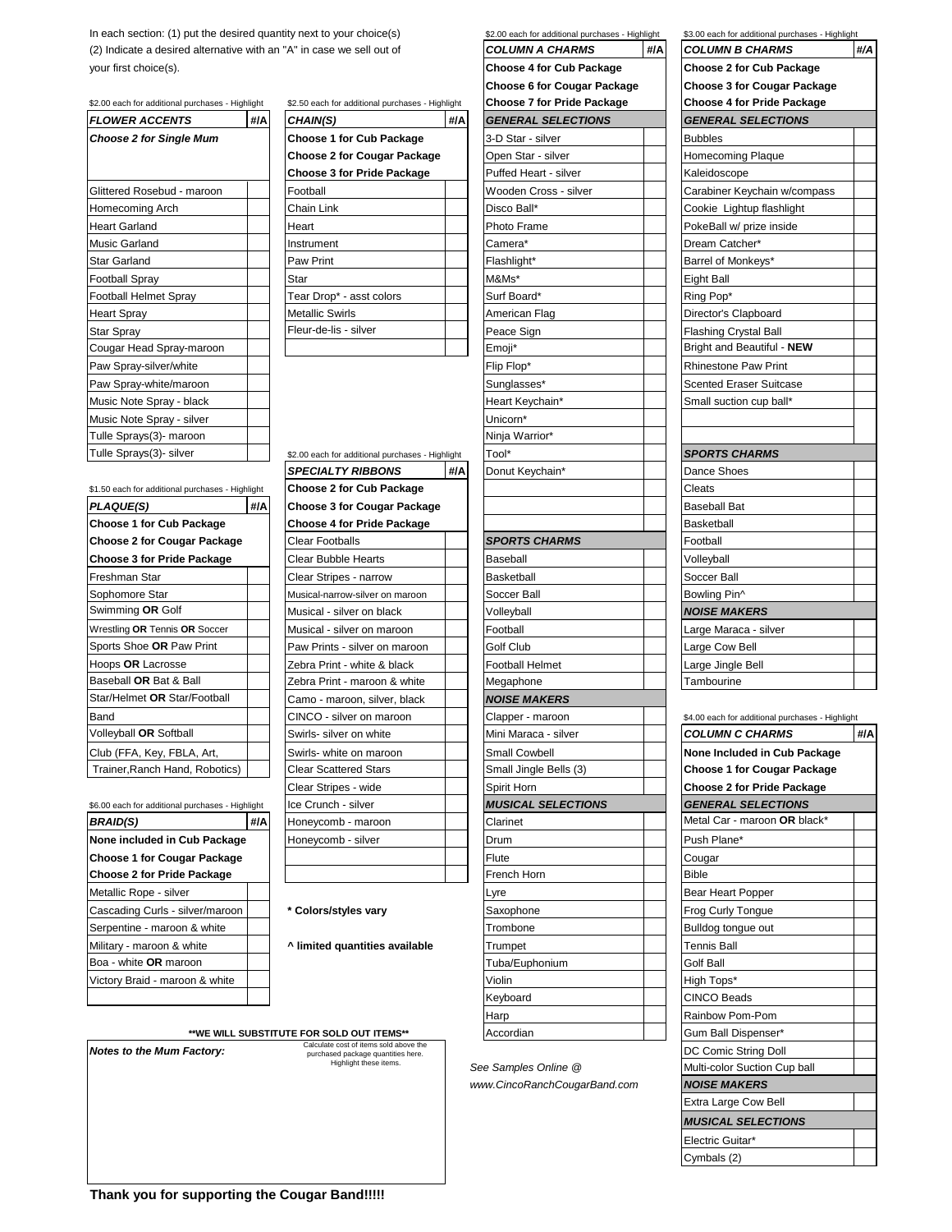In each section: (1) put the desired quantity next to your choice(s)
(2) Indicate a desired alternative with an "A" in case we sell out of your first choice(s).

$2.00 each for additional purchases - Highlight

| FLOWER ACCENTS | #/A |
|---|---|
| **Choose 2 for Single Mum** | |
| Glittered Rosebud - maroon | |
| Homecoming Arch | |
| Heart Garland | |
| Music Garland | |
| Star Garland | |
| Football Spray | |
| Football Helmet Spray | |
| Heart Spray | |
| Star Spray | |
| Cougar Head Spray-maroon | |
| Paw Spray-silver/white | |
| Paw Spray-white/maroon | |
| Music Note Spray - black | |
| Music Note Spray - silver | |
| Tulle Sprays(3)- maroon | |
| Tulle Sprays(3)- silver | |

$1.50 each for additional purchases - Highlight

| PLAQUE(S) | #/A |
|---|---|
| **Choose 1 for Cub Package** | |
| **Choose 2 for Cougar Package** | |
| **Choose 3 for Pride Package** | |
| Freshman Star | |
| Sophomore Star | |
| Swimming **OR** Golf | |
| Wrestling **OR** Tennis **OR** Soccer | |
| Sports Shoe **OR** Paw Print | |
| Hoops **OR** Lacrosse | |
| Baseball **OR** Bat & Ball | |
| Star/Helmet **OR** Star/Football | |
| Band | |
| Volleyball **OR** Softball | |
| Club (FFA, Key, FBLA, Art, Trainer,Ranch Hand, Robotics) | |

$6.00 each for additional purchases - Highlight

| BRAID(S) | #/A |
|---|---|
| **None included in Cub Package** | |
| **Choose 1 for Cougar Package** | |
| **Choose 2 for Pride Package** | |
| Metallic Rope - silver | |
| Cascading Curls - silver/maroon | |
| Serpentine - maroon & white | |
| Military - maroon & white | |
| Boa - white **OR** maroon | |
| Victory Braid - maroon & white | |
| | |

$2.50 each for additional purchases - Highlight

| CHAIN(S) | #/A |
|---|---|
| **Choose 1 for Cub Package** | |
| **Choose 2 for Cougar Package** | |
| **Choose 3 for Pride Package** | |
| Football | |
| Chain Link | |
| Heart | |
| Instrument | |
| Paw Print | |
| Star | |
| Tear Drop* - asst colors | |
| Metallic Swirls | |
| Fleur-de-lis - silver | |
| | |

$2.00 each for additional purchases - Highlight

| SPECIALTY RIBBONS | #/A |
|---|---|
| **Choose 2 for Cub Package** | |
| **Choose 3 for Cougar Package** | |
| **Choose 4 for Pride Package** | |
| Clear Footballs | |
| Clear Bubble Hearts | |
| Clear Stripes - narrow | |
| Musical-narrow-silver on maroon | |
| Musical - silver on black | |
| Musical - silver on maroon | |
| Paw Prints - silver on maroon | |
| Zebra Print - white & black | |
| Zebra Print - maroon & white | |
| Camo - maroon, silver, black | |
| CINCO - silver on maroon | |
| Swirls- silver on white | |
| Swirls- white on maroon | |
| Clear Scattered Stars | |
| Clear Stripes - wide | |
| Ice Crunch - silver | |
| Honeycomb - maroon | |
| Honeycomb - silver | |
| | |

\* Colors/styles vary

^ limited quantities available

$2.00 each for additional purchases - Highlight

| COLUMN A CHARMS | #/A |
|---|---|
| **Choose 4 for Cub Package** | |
| **Choose 6 for Cougar Package** | |
| **Choose 7 for Pride Package** | |
| ***GENERAL SELECTIONS*** | |
| 3-D Star - silver | |
| Open Star - silver | |
| Puffed Heart - silver | |
| Wooden Cross - silver | |
| Disco Ball* | |
| Photo Frame | |
| Camera* | |
| Flashlight* | |
| M&Ms* | |
| Surf Board* | |
| American Flag | |
| Peace Sign | |
| Emoji* | |
| Flip Flop* | |
| Sunglasses* | |
| Heart Keychain* | |
| Unicorn* | |
| Ninja Warrior* | |
| Tool* | |
| Donut Keychain* | |
| | |
| | |
| ***SPORTS CHARMS*** | |
| Baseball | |
| Basketball | |
| Soccer Ball | |
| Volleyball | |
| Football | |
| Golf Club | |
| Football Helmet | |
| Megaphone | |
| ***NOISE MAKERS*** | |
| Clapper - maroon | |
| Mini Maraca - silver | |
| Small Cowbell | |
| Small Jingle Bells (3) | |
| Spirit Horn | |
| ***MUSICAL SELECTIONS*** | |
| Clarinet | |
| Drum | |
| Flute | |
| French Horn | |
| Lyre | |
| Saxophone | |
| Trombone | |
| Trumpet | |
| Tuba/Euphonium | |
| Violin | |
| Keyboard | |
| Harp | |
| Accordian | |

$3.00 each for additional purchases - Highlight

| COLUMN B CHARMS | #/A |
|---|---|
| **Choose 2 for Cub Package** | |
| **Choose 3 for Cougar Package** | |
| **Choose 4 for Pride Package** | |
| ***GENERAL SELECTIONS*** | |
| Bubbles | |
| Homecoming Plaque | |
| Kaleidoscope | |
| Carabiner Keychain w/compass | |
| Cookie Lightup flashlight | |
| PokeBall w/ prize inside | |
| Dream Catcher* | |
| Barrel of Monkeys* | |
| Eight Ball | |
| Ring Pop* | |
| Director's Clapboard | |
| Flashing Crystal Ball | |
| Bright and Beautiful - **NEW** | |
| Rhinestone Paw Print | |
| Scented Eraser Suitcase | |
| Small suction cup ball* | |
| | |
| | |
| ***SPORTS CHARMS*** | |
| Dance Shoes | |
| Cleats | |
| Baseball Bat | |
| Basketball | |
| Football | |
| Volleyball | |
| Soccer Ball | |
| Bowling Pin^ | |
| ***NOISE MAKERS*** | |
| Large Maraca - silver | |
| Large Cow Bell | |
| Large Jingle Bell | |
| Tambourine | |

$4.00 each for additional purchases - Highlight

| COLUMN C CHARMS | #/A |
|---|---|
| **None Included in Cub Package** | |
| **Choose 1 for Cougar Package** | |
| **Choose 2 for Pride Package** | |
| ***GENERAL SELECTIONS*** | |
| Metal Car - maroon **OR** black* | |
| Push Plane* | |
| Cougar | |
| Bible | |
| Bear Heart Popper | |
| Frog Curly Tongue | |
| Bulldog tongue out | |
| Tennis Ball | |
| Golf Ball | |
| High Tops* | |
| CINCO Beads | |
| Rainbow Pom-Pom | |
| Gum Ball Dispenser* | |
| DC Comic String Doll | |
| Multi-color Suction Cup ball | |
| ***NOISE MAKERS*** | |
| Extra Large Cow Bell | |
| ***MUSICAL SELECTIONS*** | |
| Electric Guitar* | |
| Cymbals (2) | |

**\*\*WE WILL SUBSTITUTE FOR SOLD OUT ITEMS\*\***

***Notes to the Mum Factory:***

Calculate cost of items sold above the purchased package quantities here. Highlight these items.

*See Samples Online @ www.CincoRanchCougarBand.com*

**Thank you for supporting the Cougar Band!!!!!**